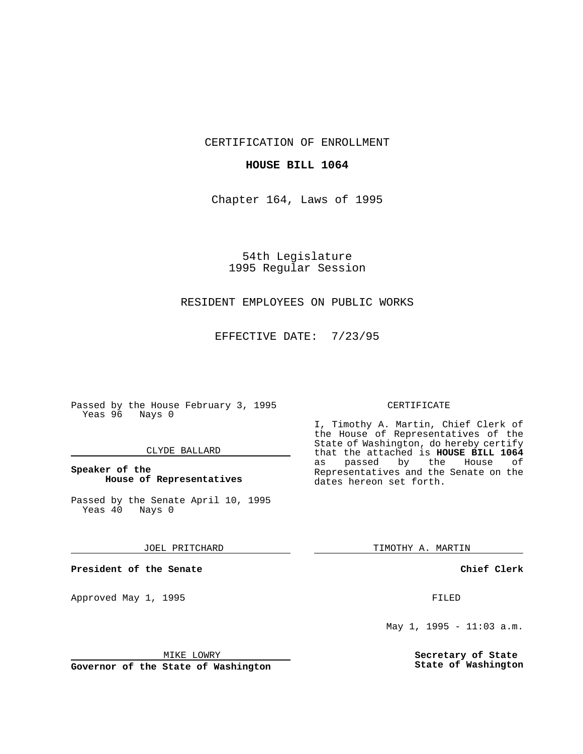CERTIFICATION OF ENROLLMENT

**HOUSE BILL 1064**

Chapter 164, Laws of 1995

54th Legislature
1995 Regular Session

RESIDENT EMPLOYEES ON PUBLIC WORKS

EFFECTIVE DATE: 7/23/95

Passed by the House February 3, 1995
Yeas 96 Nays 0

CLYDE BALLARD

**Speaker of the House of Representatives**

Passed by the Senate April 10, 1995
Yeas 40 Nays 0

JOEL PRITCHARD

**President of the Senate**

Approved May 1, 1995

MIKE LOWRY

**Governor of the State of Washington**

CERTIFICATE

I, Timothy A. Martin, Chief Clerk of the House of Representatives of the State of Washington, do hereby certify that the attached is **HOUSE BILL 1064** as passed by the House of Representatives and the Senate on the dates hereon set forth.

TIMOTHY A. MARTIN

**Chief Clerk**

FILED

May 1, 1995 - 11:03 a.m.

**Secretary of State**
**State of Washington**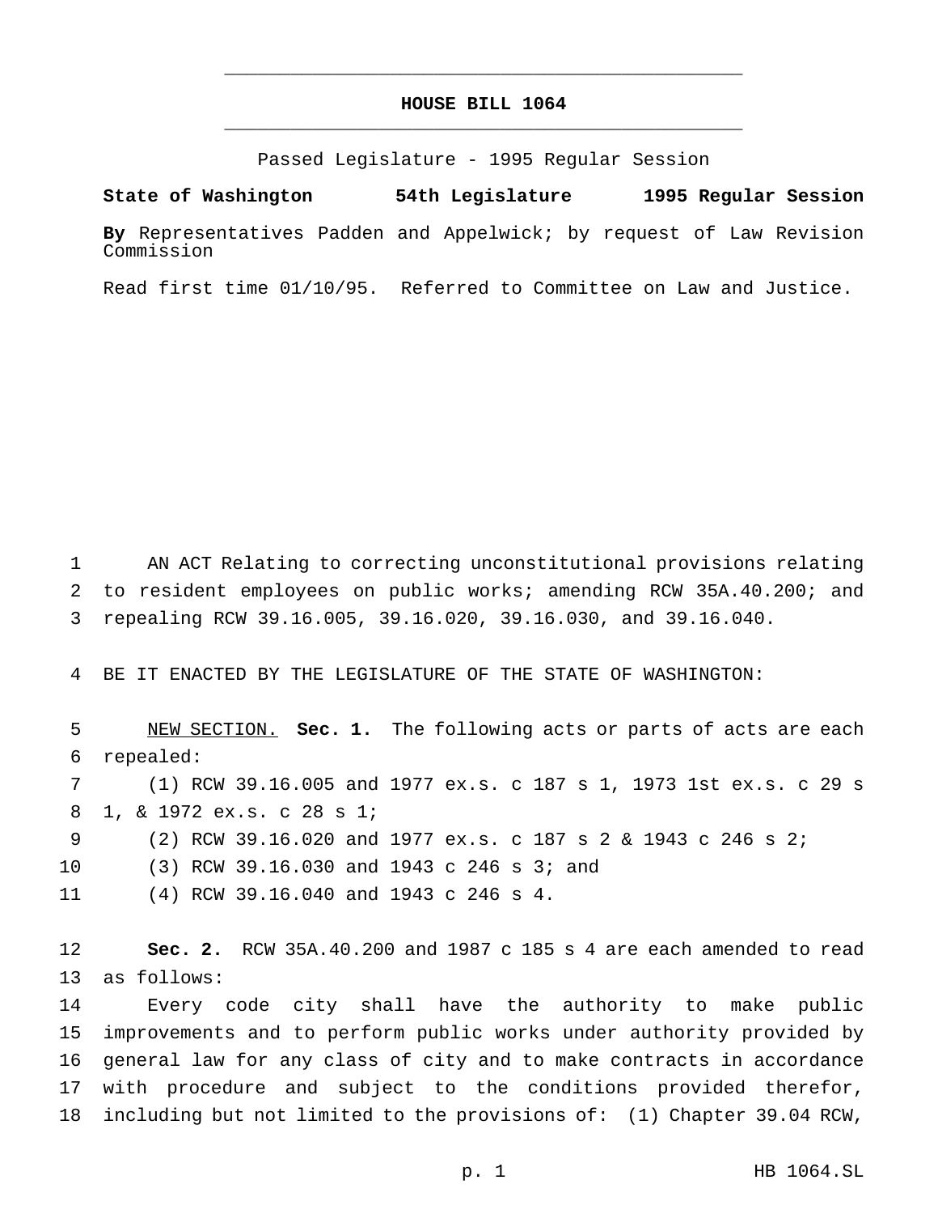# HOUSE BILL 1064

Passed Legislature - 1995 Regular Session

**State of Washington 54th Legislature 1995 Regular Session**

**By** Representatives Padden and Appelwick; by request of Law Revision Commission

Read first time 01/10/95. Referred to Committee on Law and Justice.

AN ACT Relating to correcting unconstitutional provisions relating to resident employees on public works; amending RCW 35A.40.200; and repealing RCW 39.16.005, 39.16.020, 39.16.030, and 39.16.040.

BE IT ENACTED BY THE LEGISLATURE OF THE STATE OF WASHINGTON:

NEW SECTION. **Sec. 1.** The following acts or parts of acts are each repealed:

(1) RCW 39.16.005 and 1977 ex.s. c 187 s 1, 1973 1st ex.s. c 29 s 1, & 1972 ex.s. c 28 s 1;

(2) RCW 39.16.020 and 1977 ex.s. c 187 s 2 & 1943 c 246 s 2;

(3) RCW 39.16.030 and 1943 c 246 s 3; and

(4) RCW 39.16.040 and 1943 c 246 s 4.

**Sec. 2.** RCW 35A.40.200 and 1987 c 185 s 4 are each amended to read as follows:

Every code city shall have the authority to make public improvements and to perform public works under authority provided by general law for any class of city and to make contracts in accordance with procedure and subject to the conditions provided therefor, including but not limited to the provisions of: (1) Chapter 39.04 RCW,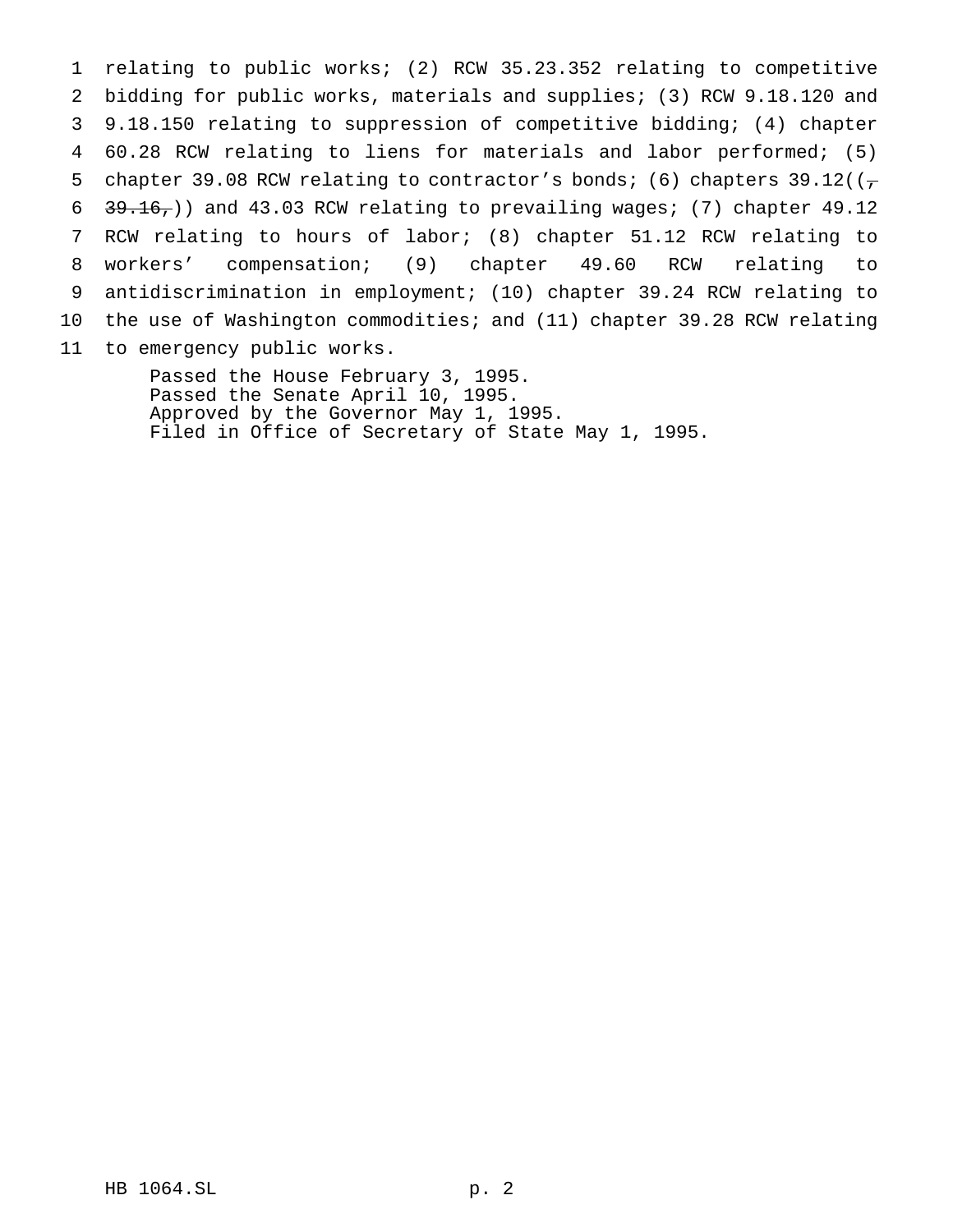relating to public works; (2) RCW 35.23.352 relating to competitive bidding for public works, materials and supplies; (3) RCW 9.18.120 and 9.18.150 relating to suppression of competitive bidding; (4) chapter 60.28 RCW relating to liens for materials and labor performed; (5) chapter 39.08 RCW relating to contractor's bonds; (6) chapters 39.12((~~, 39.16,~~)) and 43.03 RCW relating to prevailing wages; (7) chapter 49.12 RCW relating to hours of labor; (8) chapter 51.12 RCW relating to workers' compensation; (9) chapter 49.60 RCW relating to antidiscrimination in employment; (10) chapter 39.24 RCW relating to the use of Washington commodities; and (11) chapter 39.28 RCW relating to emergency public works.

Passed the House February 3, 1995.
Passed the Senate April 10, 1995.
Approved by the Governor May 1, 1995.
Filed in Office of Secretary of State May 1, 1995.